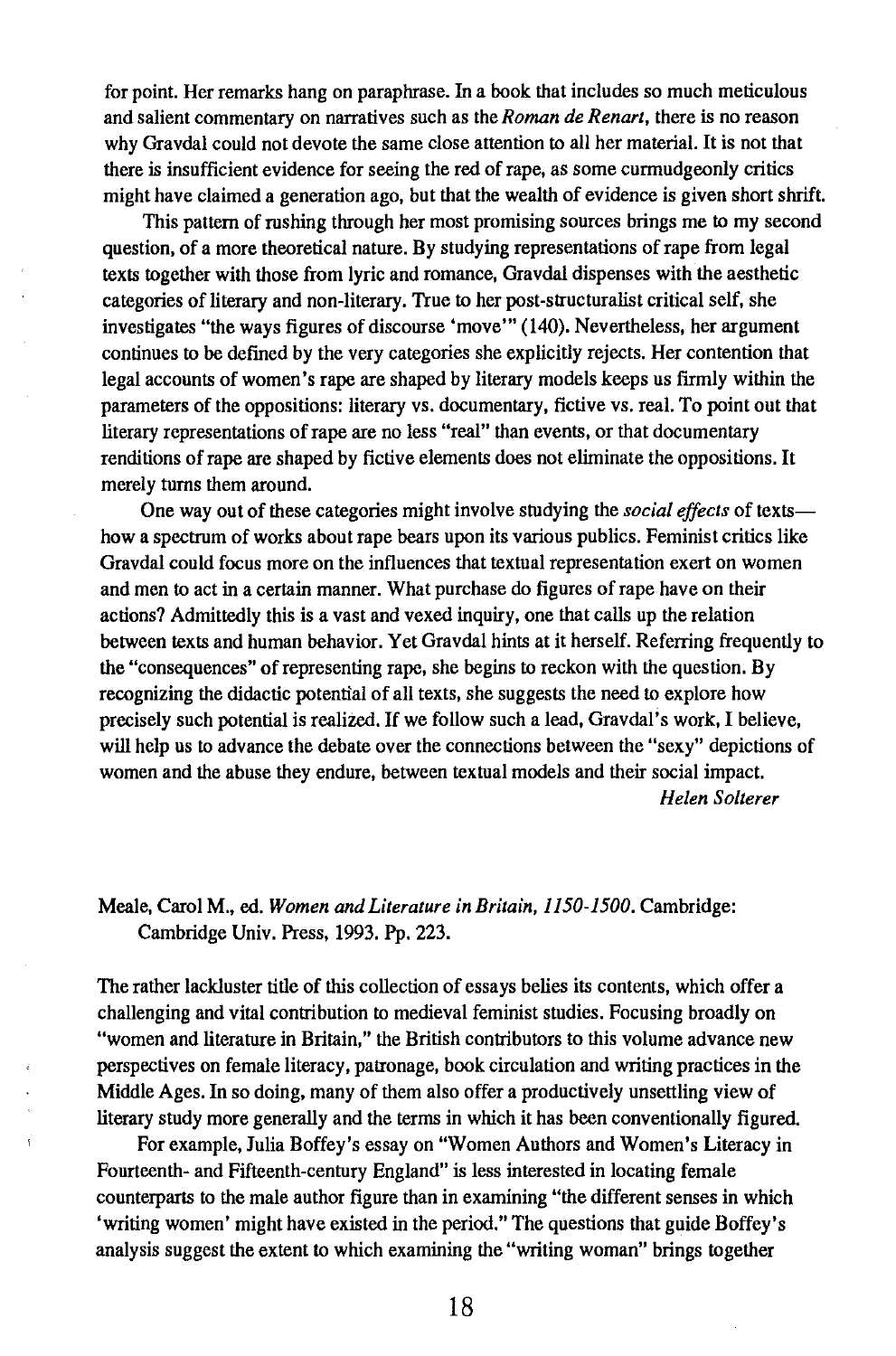for point. Her remarks hang on paraphrase. In a book that includes so much meticulous and salient commentary on narratives such as the *Roman de Renart*, there is no reason why Gravdal could not devote the same close attention to all her material. It is not that there is insufficient evidence for seeing the red of rape, as some curmudgeonly critics might have claimed a generation ago, but that the wealth of evidence is given short shrift.

This pattern of rushing through her most promising sources brings me to my second question, of a more theoretical nature. By studying representations of rape from legal texts together with those from lyric and romance, Gravdal dispenses with the aesthetic categories of literary and non-literary. True to her post-structuralist critical self, she investigates "the ways figures of discourse 'move'" (140). Nevertheless, her argument continues to be defined by the very categories she explicitly rejects. Her contention that legal accounts of women's rape are shaped by literary models keeps us firmly within the parameters of the oppositions: literary vs. documentary, fictive vs. real. To point out that literary representations of rape are no less "real" than events, or that documentary renditions of rape are shaped by fictive elements does not eliminate the oppositions. It merely turns them around.

One way out of these categories might involve studying the *social effects* of texts—how a spectrum of works about rape bears upon its various publics. Feminist critics like Gravdal could focus more on the influences that textual representation exert on women and men to act in a certain manner. What purchase do figures of rape have on their actions? Admittedly this is a vast and vexed inquiry, one that calls up the relation between texts and human behavior. Yet Gravdal hints at it herself. Referring frequently to the "consequences" of representing rape, she begins to reckon with the question. By recognizing the didactic potential of all texts, she suggests the need to explore how precisely such potential is realized. If we follow such a lead, Gravdal's work, I believe, will help us to advance the debate over the connections between the "sexy" depictions of women and the abuse they endure, between textual models and their social impact.

*Helen Solterer*

Meale, Carol M., ed. *Women and Literature in Britain, 1150-1500*. Cambridge: Cambridge Univ. Press, 1993. Pp. 223.

The rather lackluster title of this collection of essays belies its contents, which offer a challenging and vital contribution to medieval feminist studies. Focusing broadly on "women and literature in Britain," the British contributors to this volume advance new perspectives on female literacy, patronage, book circulation and writing practices in the Middle Ages. In so doing, many of them also offer a productively unsettling view of literary study more generally and the terms in which it has been conventionally figured.

For example, Julia Boffey's essay on "Women Authors and Women's Literacy in Fourteenth- and Fifteenth-century England" is less interested in locating female counterparts to the male author figure than in examining "the different senses in which 'writing women' might have existed in the period." The questions that guide Boffey's analysis suggest the extent to which examining the "writing woman" brings together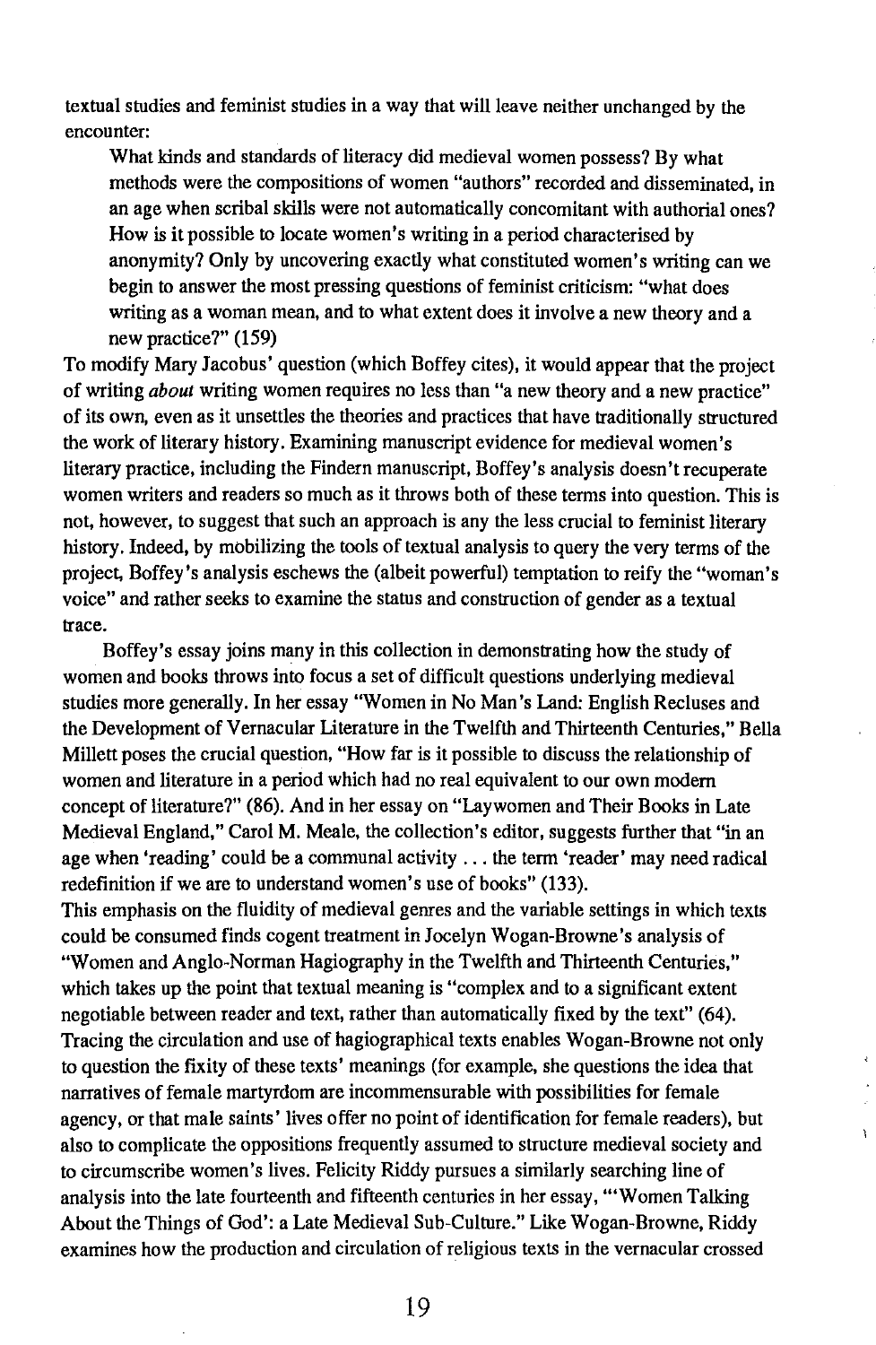textual studies and feminist studies in a way that will leave neither unchanged by the encounter:

> What kinds and standards of literacy did medieval women possess? By what methods were the compositions of women "authors" recorded and disseminated, in an age when scribal skills were not automatically concomitant with authorial ones? How is it possible to locate women's writing in a period characterised by anonymity? Only by uncovering exactly what constituted women's writing can we begin to answer the most pressing questions of feminist criticism: "what does writing as a woman mean, and to what extent does it involve a new theory and a new practice?" (159)

To modify Mary Jacobus' question (which Boffey cites), it would appear that the project of writing *about* writing women requires no less than "a new theory and a new practice" of its own, even as it unsettles the theories and practices that have traditionally structured the work of literary history. Examining manuscript evidence for medieval women's literary practice, including the Findern manuscript, Boffey's analysis doesn't recuperate women writers and readers so much as it throws both of these terms into question. This is not, however, to suggest that such an approach is any the less crucial to feminist literary history. Indeed, by mobilizing the tools of textual analysis to query the very terms of the project, Boffey's analysis eschews the (albeit powerful) temptation to reify the "woman's voice" and rather seeks to examine the status and construction of gender as a textual trace.

Boffey's essay joins many in this collection in demonstrating how the study of women and books throws into focus a set of difficult questions underlying medieval studies more generally. In her essay "Women in No Man's Land: English Recluses and the Development of Vernacular Literature in the Twelfth and Thirteenth Centuries," Bella Millett poses the crucial question, "How far is it possible to discuss the relationship of women and literature in a period which had no real equivalent to our own modern concept of literature?" (86). And in her essay on "Laywomen and Their Books in Late Medieval England," Carol M. Meale, the collection's editor, suggests further that "in an age when 'reading' could be a communal activity . . . the term 'reader' may need radical redefinition if we are to understand women's use of books" (133).

This emphasis on the fluidity of medieval genres and the variable settings in which texts could be consumed finds cogent treatment in Jocelyn Wogan-Browne's analysis of "Women and Anglo-Norman Hagiography in the Twelfth and Thirteenth Centuries," which takes up the point that textual meaning is "complex and to a significant extent negotiable between reader and text, rather than automatically fixed by the text" (64). Tracing the circulation and use of hagiographical texts enables Wogan-Browne not only to question the fixity of these texts' meanings (for example, she questions the idea that narratives of female martyrdom are incommensurable with possibilities for female agency, or that male saints' lives offer no point of identification for female readers), but also to complicate the oppositions frequently assumed to structure medieval society and to circumscribe women's lives. Felicity Riddy pursues a similarly searching line of analysis into the late fourteenth and fifteenth centuries in her essay, "'Women Talking About the Things of God': a Late Medieval Sub-Culture." Like Wogan-Browne, Riddy examines how the production and circulation of religious texts in the vernacular crossed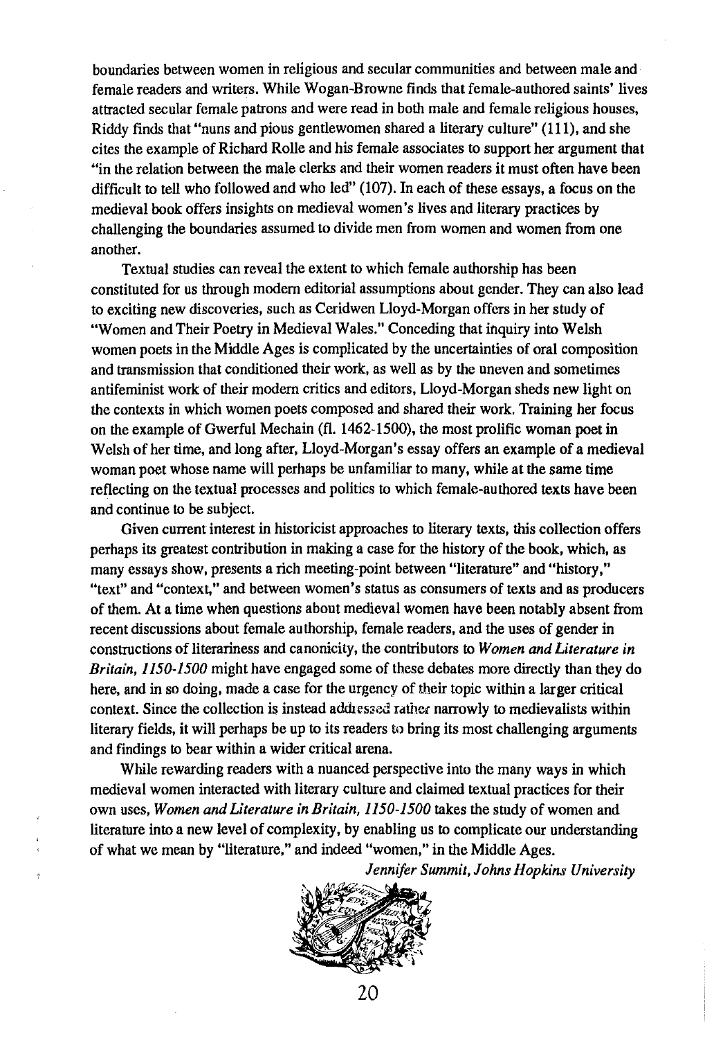boundaries between women in religious and secular communities and between male and female readers and writers. While Wogan-Browne finds that female-authored saints' lives attracted secular female patrons and were read in both male and female religious houses, Riddy finds that "nuns and pious gentlewomen shared a literary culture" (111), and she cites the example of Richard Rolle and his female associates to support her argument that "in the relation between the male clerks and their women readers it must often have been difficult to tell who followed and who led" (107). In each of these essays, a focus on the medieval book offers insights on medieval women's lives and literary practices by challenging the boundaries assumed to divide men from women and women from one another.

Textual studies can reveal the extent to which female authorship has been constituted for us through modern editorial assumptions about gender. They can also lead to exciting new discoveries, such as Ceridwen Lloyd-Morgan offers in her study of "Women and Their Poetry in Medieval Wales." Conceding that inquiry into Welsh women poets in the Middle Ages is complicated by the uncertainties of oral composition and transmission that conditioned their work, as well as by the uneven and sometimes antifeminist work of their modern critics and editors, Lloyd-Morgan sheds new light on the contexts in which women poets composed and shared their work. Training her focus on the example of Gwerful Mechain (fl. 1462-1500), the most prolific woman poet in Welsh of her time, and long after, Lloyd-Morgan's essay offers an example of a medieval woman poet whose name will perhaps be unfamiliar to many, while at the same time reflecting on the textual processes and politics to which female-authored texts have been and continue to be subject.

Given current interest in historicist approaches to literary texts, this collection offers perhaps its greatest contribution in making a case for the history of the book, which, as many essays show, presents a rich meeting-point between "literature" and "history," "text" and "context," and between women's status as consumers of texts and as producers of them. At a time when questions about medieval women have been notably absent from recent discussions about female authorship, female readers, and the uses of gender in constructions of literariness and canonicity, the contributors to *Women and Literature in Britain, 1150-1500* might have engaged some of these debates more directly than they do here, and in so doing, made a case for the urgency of their topic within a larger critical context. Since the collection is instead addressed rather narrowly to medievalists within literary fields, it will perhaps be up to its readers to bring its most challenging arguments and findings to bear within a wider critical arena.

While rewarding readers with a nuanced perspective into the many ways in which medieval women interacted with literary culture and claimed textual practices for their own uses, *Women and Literature in Britain, 1150-1500* takes the study of women and literature into a new level of complexity, by enabling us to complicate our understanding of what we mean by "literature," and indeed "women," in the Middle Ages.

*Jennifer Summit, Johns Hopkins University*